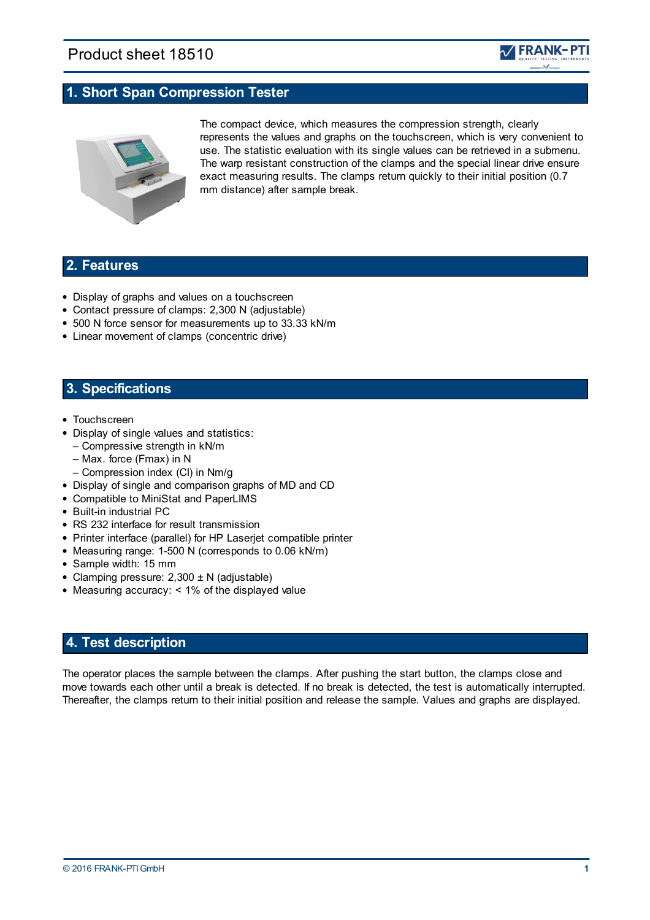# Product sheet 18510

## 1. Short Span Compression Tester

The compact device, which measures the compression strength, clearly represents the values and graphs on the touchscreen, which is very convenient to use. The statistic evaluation with its single values can be retrieved in a submenu. The warp resistant construction of the clamps and the special linear drive ensure exact measuring results. The clamps return quickly to their initial position (0.7 mm distance) after sample break.

## 2. Features

- Display of graphs and values on a touchscreen
- Contact pressure of clamps: 2,300 N (adjustable)
- 500 N force sensor for measurements up to 33.33 kN/m
- Linear movement of clamps (concentric drive)

## 3. Specifications

- Touchscreen
- Display of single values and statistics:
  – Compressive strength in kN/m
  – Max. force (Fmax) in N
  – Compression index (CI) in Nm/g
- Display of single and comparison graphs of MD and CD
- Compatible to MiniStat and PaperLIMS
- Built-in industrial PC
- RS 232 interface for result transmission
- Printer interface (parallel) for HP Laserjet compatible printer
- Measuring range: 1-500 N (corresponds to 0.06 kN/m)
- Sample width: 15 mm
- Clamping pressure: 2,300 ± N (adjustable)
- Measuring accuracy: < 1% of the displayed value

## 4. Test description

The operator places the sample between the clamps. After pushing the start button, the clamps close and move towards each other until a break is detected. If no break is detected, the test is automatically interrupted. Thereafter, the clamps return to their initial position and release the sample. Values and graphs are displayed.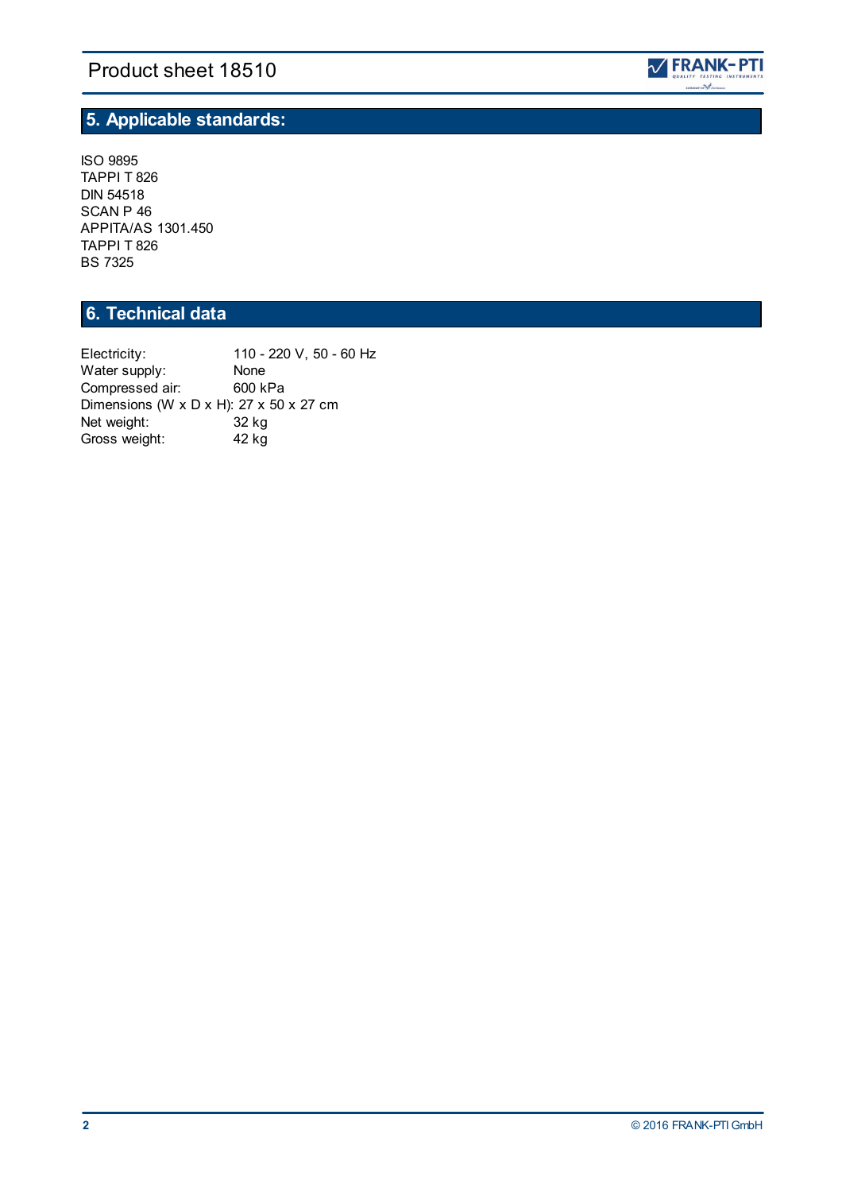## 5. Applicable standards:

ISO 9895
TAPPI T 826
DIN 54518
SCAN P 46
APPITA/AS 1301.450
TAPPI T 826
BS 7325

## 6. Technical data

| | |
|---|---|
| Electricity: | 110 - 220 V, 50 - 60 Hz |
| Water supply: | None |
| Compressed air: | 600 kPa |
| Dimensions (W x D x H): | 27 x 50 x 27 cm |
| Net weight: | 32 kg |
| Gross weight: | 42 kg |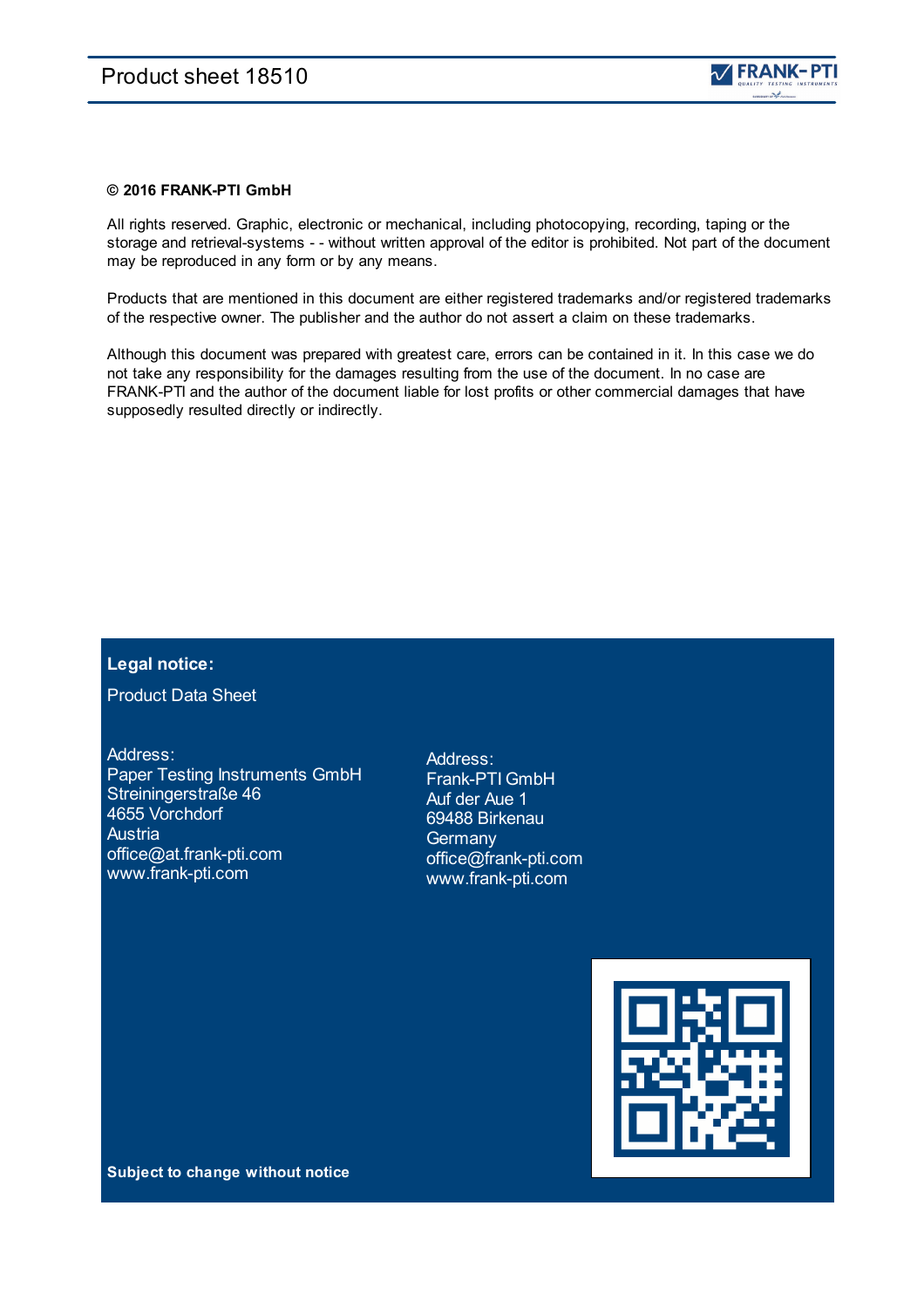**© 2016 FRANK-PTI GmbH**

All rights reserved. Graphic, electronic or mechanical, including photocopying, recording, taping or the storage and retrieval-systems - - without written approval of the editor is prohibited. Not part of the document may be reproduced in any form or by any means.

Products that are mentioned in this document are either registered trademarks and/or registered trademarks of the respective owner. The publisher and the author do not assert a claim on these trademarks.

Although this document was prepared with greatest care, errors can be contained in it. In this case we do not take any responsibility for the damages resulting from the use of the document. In no case are FRANK-PTI and the author of the document liable for lost profits or other commercial damages that have supposedly resulted directly or indirectly.

**Legal notice:**

Product Data Sheet

Address:
Paper Testing Instruments GmbH
Streiningerstraße 46
4655 Vorchdorf
Austria
office@at.frank-pti.com
www.frank-pti.com

Address:
Frank-PTI GmbH
Auf der Aue 1
69488 Birkenau
Germany
office@frank-pti.com
www.frank-pti.com

**Subject to change without notice**